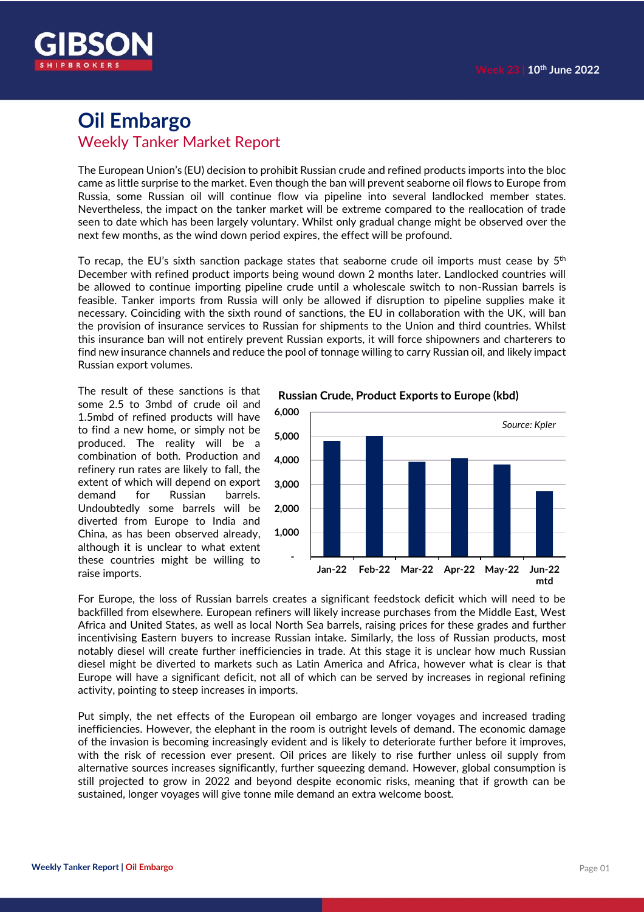Week 23 | 10th June 2022

# Oil Embargo

## Weekly Tanker Market Report

The European Union's (EU) decision to prohibit Russian crude and refined products imports into the bloc came as little surprise to the market. Even though the ban will prevent seaborne oil flows to Europe from Russia, some Russian oil will continue flow via pipeline into several landlocked member states. Nevertheless, the impact on the tanker market will be extreme compared to the reallocation of trade seen to date which has been largely voluntary. Whilst only gradual change might be observed over the next few months, as the wind down period expires, the effect will be profound.

To recap, the EU's sixth sanction package states that seaborne crude oil imports must cease by 5th December with refined product imports being wound down 2 months later. Landlocked countries will be allowed to continue importing pipeline crude until a wholescale switch to non-Russian barrels is feasible. Tanker imports from Russia will only be allowed if disruption to pipeline supplies make it necessary. Coinciding with the sixth round of sanctions, the EU in collaboration with the UK, will ban the provision of insurance services to Russian for shipments to the Union and third countries. Whilst this insurance ban will not entirely prevent Russian exports, it will force shipowners and charterers to find new insurance channels and reduce the pool of tonnage willing to carry Russian oil, and likely impact Russian export volumes.

The result of these sanctions is that some 2.5 to 3mbd of crude oil and 1.5mbd of refined products will have to find a new home, or simply not be produced. The reality will be a combination of both. Production and refinery run rates are likely to fall, the extent of which will depend on export demand for Russian barrels. Undoubtedly some barrels will be diverted from Europe to India and China, as has been observed already, although it is unclear to what extent these countries might be willing to raise imports.

**Russian Crude, Product Exports to Europe (kbd)**

*Source: Kpler*

| Month | kbd (approx.) |
|---|---|
| Jan-22 | 4,850 |
| Feb-22 | 5,000 |
| Mar-22 | 3,950 |
| Apr-22 | 4,100 |
| May-22 | 3,850 |
| Jun-22 mtd | 2,750 |

For Europe, the loss of Russian barrels creates a significant feedstock deficit which will need to be backfilled from elsewhere. European refiners will likely increase purchases from the Middle East, West Africa and United States, as well as local North Sea barrels, raising prices for these grades and further incentivising Eastern buyers to increase Russian intake. Similarly, the loss of Russian products, most notably diesel will create further inefficiencies in trade. At this stage it is unclear how much Russian diesel might be diverted to markets such as Latin America and Africa, however what is clear is that Europe will have a significant deficit, not all of which can be served by increases in regional refining activity, pointing to steep increases in imports.

Put simply, the net effects of the European oil embargo are longer voyages and increased trading inefficiencies. However, the elephant in the room is outright levels of demand. The economic damage of the invasion is becoming increasingly evident and is likely to deteriorate further before it improves, with the risk of recession ever present. Oil prices are likely to rise further unless oil supply from alternative sources increases significantly, further squeezing demand. However, global consumption is still projected to grow in 2022 and beyond despite economic risks, meaning that if growth can be sustained, longer voyages will give tonne mile demand an extra welcome boost.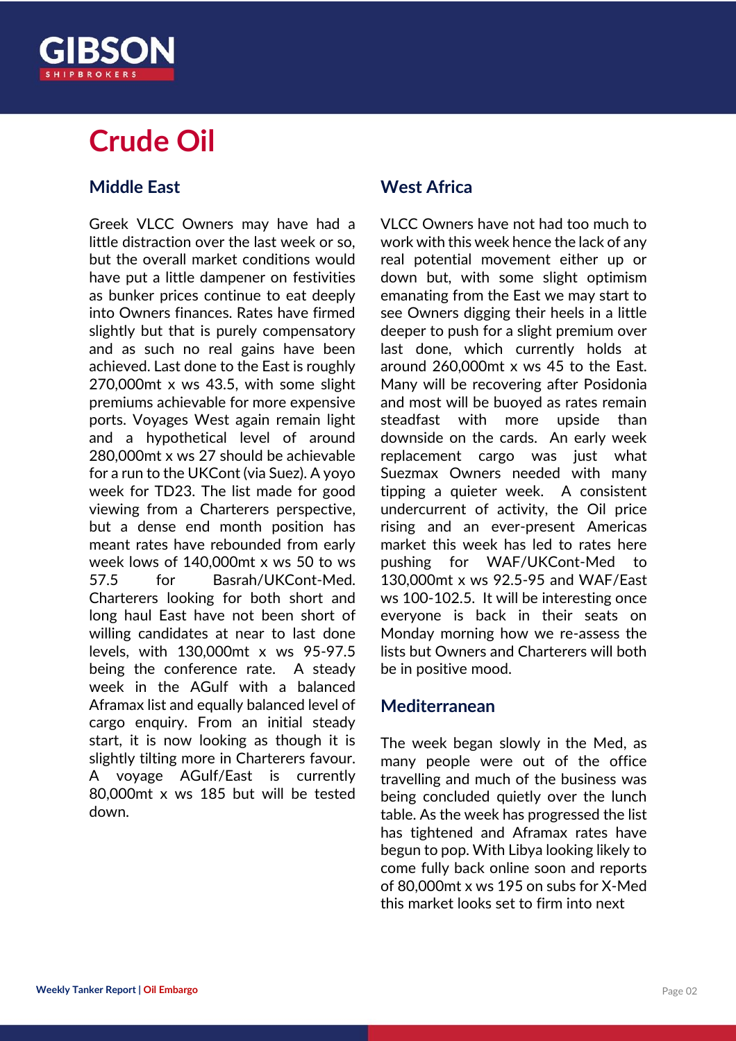# Crude Oil

## Middle East

Greek VLCC Owners may have had a little distraction over the last week or so, but the overall market conditions would have put a little dampener on festivities as bunker prices continue to eat deeply into Owners finances. Rates have firmed slightly but that is purely compensatory and as such no real gains have been achieved. Last done to the East is roughly 270,000mt x ws 43.5, with some slight premiums achievable for more expensive ports. Voyages West again remain light and a hypothetical level of around 280,000mt x ws 27 should be achievable for a run to the UKCont (via Suez). A yoyo week for TD23. The list made for good viewing from a Charterers perspective, but a dense end month position has meant rates have rebounded from early week lows of 140,000mt x ws 50 to ws 57.5 for Basrah/UKCont-Med. Charterers looking for both short and long haul East have not been short of willing candidates at near to last done levels, with 130,000mt x ws 95-97.5 being the conference rate. A steady week in the AGulf with a balanced Aframax list and equally balanced level of cargo enquiry. From an initial steady start, it is now looking as though it is slightly tilting more in Charterers favour. A voyage AGulf/East is currently 80,000mt x ws 185 but will be tested down.

## West Africa

VLCC Owners have not had too much to work with this week hence the lack of any real potential movement either up or down but, with some slight optimism emanating from the East we may start to see Owners digging their heels in a little deeper to push for a slight premium over last done, which currently holds at around 260,000mt x ws 45 to the East. Many will be recovering after Posidonia and most will be buoyed as rates remain steadfast with more upside than downside on the cards. An early week replacement cargo was just what Suezmax Owners needed with many tipping a quieter week. A consistent undercurrent of activity, the Oil price rising and an ever-present Americas market this week has led to rates here pushing for WAF/UKCont-Med to 130,000mt x ws 92.5-95 and WAF/East ws 100-102.5. It will be interesting once everyone is back in their seats on Monday morning how we re-assess the lists but Owners and Charterers will both be in positive mood.

## Mediterranean

The week began slowly in the Med, as many people were out of the office travelling and much of the business was being concluded quietly over the lunch table. As the week has progressed the list has tightened and Aframax rates have begun to pop. With Libya looking likely to come fully back online soon and reports of 80,000mt x ws 195 on subs for X-Med this market looks set to firm into next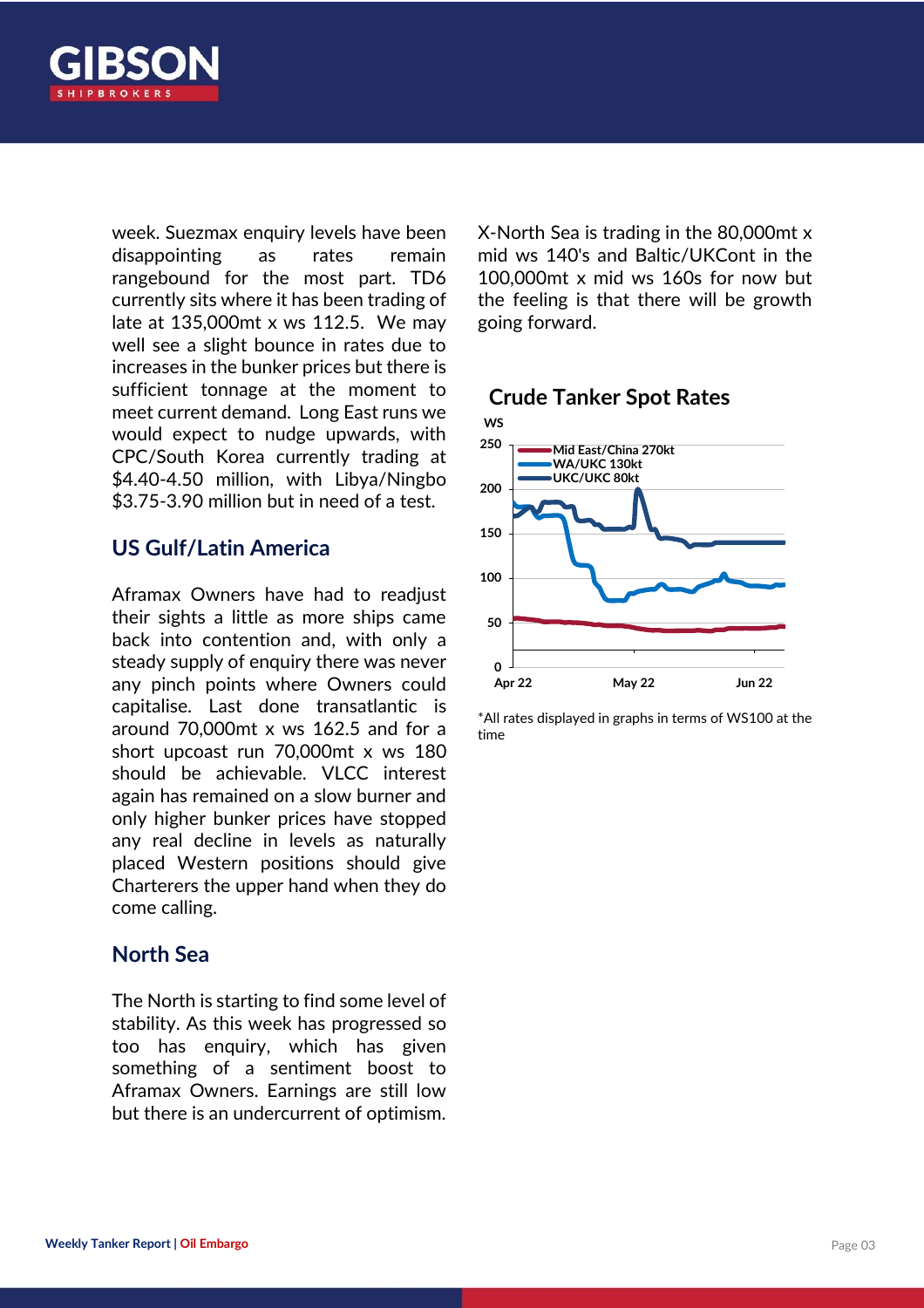week. Suezmax enquiry levels have been disappointing as rates remain rangebound for the most part. TD6 currently sits where it has been trading of late at 135,000mt x ws 112.5. We may well see a slight bounce in rates due to increases in the bunker prices but there is sufficient tonnage at the moment to meet current demand. Long East runs we would expect to nudge upwards, with CPC/South Korea currently trading at $4.40-4.50 million, with Libya/Ningbo $3.75-3.90 million but in need of a test.

## US Gulf/Latin America

Aframax Owners have had to readjust their sights a little as more ships came back into contention and, with only a steady supply of enquiry there was never any pinch points where Owners could capitalise. Last done transatlantic is around 70,000mt x ws 162.5 and for a short upcoast run 70,000mt x ws 180 should be achievable. VLCC interest again has remained on a slow burner and only higher bunker prices have stopped any real decline in levels as naturally placed Western positions should give Charterers the upper hand when they do come calling.

## North Sea

The North is starting to find some level of stability. As this week has progressed so too has enquiry, which has given something of a sentiment boost to Aframax Owners. Earnings are still low but there is an undercurrent of optimism. X-North Sea is trading in the 80,000mt x mid ws 140's and Baltic/UKCont in the 100,000mt x mid ws 160s for now but the feeling is that there will be growth going forward.

### Crude Tanker Spot Rates

*All rates displayed in graphs in terms of WS100 at the time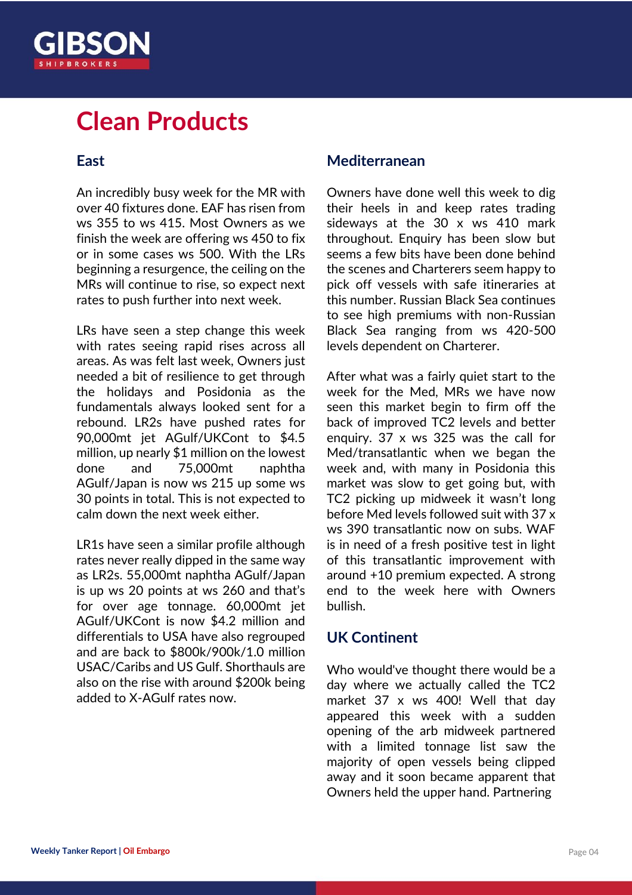# Clean Products

## East

An incredibly busy week for the MR with over 40 fixtures done. EAF has risen from ws 355 to ws 415. Most Owners as we finish the week are offering ws 450 to fix or in some cases ws 500. With the LRs beginning a resurgence, the ceiling on the MRs will continue to rise, so expect next rates to push further into next week.

LRs have seen a step change this week with rates seeing rapid rises across all areas. As was felt last week, Owners just needed a bit of resilience to get through the holidays and Posidonia as the fundamentals always looked sent for a rebound. LR2s have pushed rates for 90,000mt jet AGulf/UKCont to $4.5 million, up nearly $1 million on the lowest done and 75,000mt naphtha AGulf/Japan is now ws 215 up some ws 30 points in total. This is not expected to calm down the next week either.

LR1s have seen a similar profile although rates never really dipped in the same way as LR2s. 55,000mt naphtha AGulf/Japan is up ws 20 points at ws 260 and that's for over age tonnage. 60,000mt jet AGulf/UKCont is now $4.2 million and differentials to USA have also regrouped and are back to $800k/900k/1.0 million USAC/Caribs and US Gulf. Shorthauls are also on the rise with around $200k being added to X-AGulf rates now.

## Mediterranean

Owners have done well this week to dig their heels in and keep rates trading sideways at the 30 x ws 410 mark throughout. Enquiry has been slow but seems a few bits have been done behind the scenes and Charterers seem happy to pick off vessels with safe itineraries at this number. Russian Black Sea continues to see high premiums with non-Russian Black Sea ranging from ws 420-500 levels dependent on Charterer.

After what was a fairly quiet start to the week for the Med, MRs we have now seen this market begin to firm off the back of improved TC2 levels and better enquiry. 37 x ws 325 was the call for Med/transatlantic when we began the week and, with many in Posidonia this market was slow to get going but, with TC2 picking up midweek it wasn't long before Med levels followed suit with 37 x ws 390 transatlantic now on subs. WAF is in need of a fresh positive test in light of this transatlantic improvement with around +10 premium expected. A strong end to the week here with Owners bullish.

## UK Continent

Who would've thought there would be a day where we actually called the TC2 market 37 x ws 400! Well that day appeared this week with a sudden opening of the arb midweek partnered with a limited tonnage list saw the majority of open vessels being clipped away and it soon became apparent that Owners held the upper hand. Partnering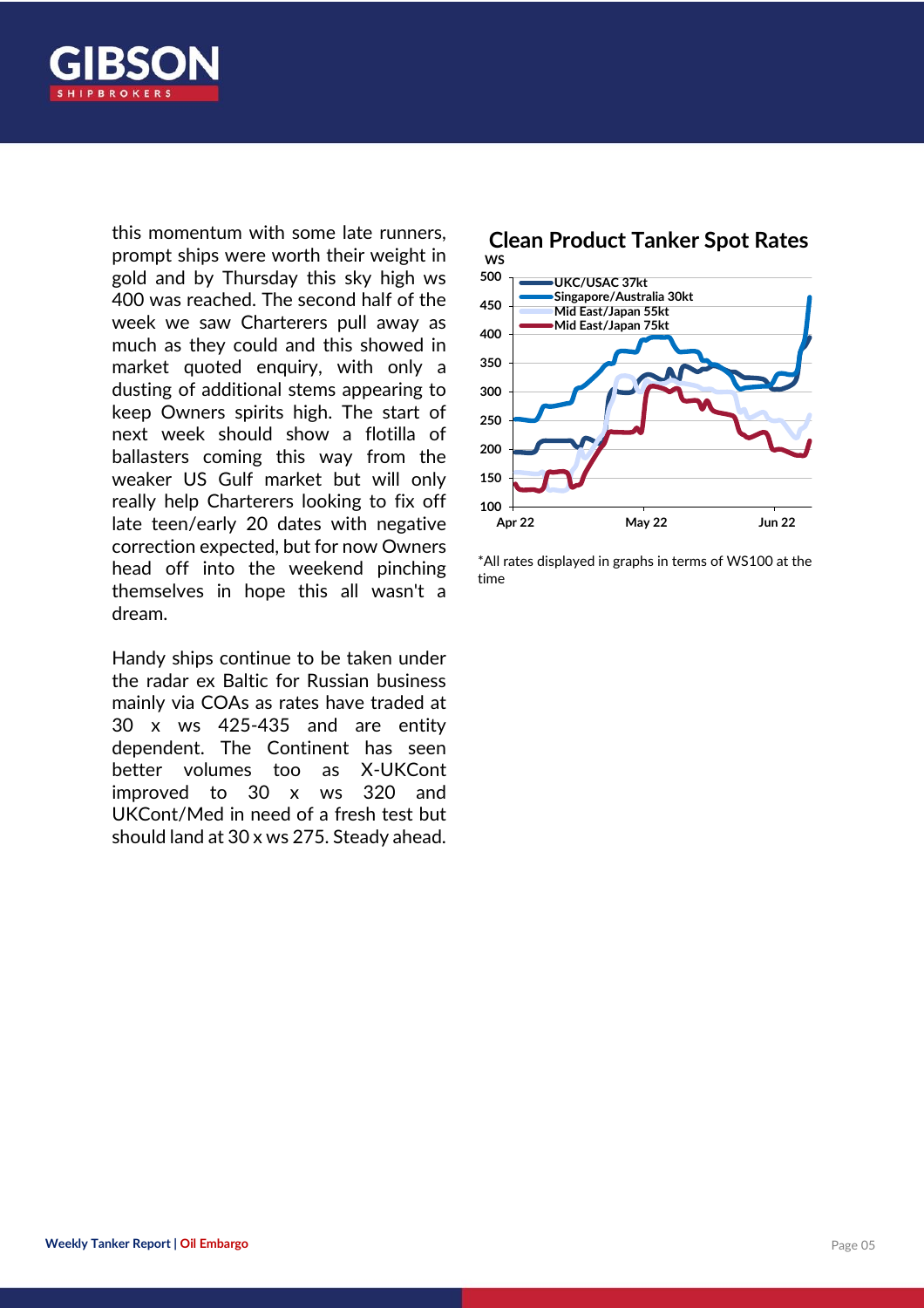this momentum with some late runners, prompt ships were worth their weight in gold and by Thursday this sky high ws 400 was reached. The second half of the week we saw Charterers pull away as much as they could and this showed in market quoted enquiry, with only a dusting of additional stems appearing to keep Owners spirits high. The start of next week should show a flotilla of ballasters coming this way from the weaker US Gulf market but will only really help Charterers looking to fix off late teen/early 20 dates with negative correction expected, but for now Owners head off into the weekend pinching themselves in hope this all wasn't a dream.

Handy ships continue to be taken under the radar ex Baltic for Russian business mainly via COAs as rates have traded at 30 x ws 425-435 and are entity dependent. The Continent has seen better volumes too as X-UKCont improved to 30 x ws 320 and UKCont/Med in need of a fresh test but should land at 30 x ws 275. Steady ahead.

**Clean Product Tanker Spot Rates**

*All rates displayed in graphs in terms of WS100 at the time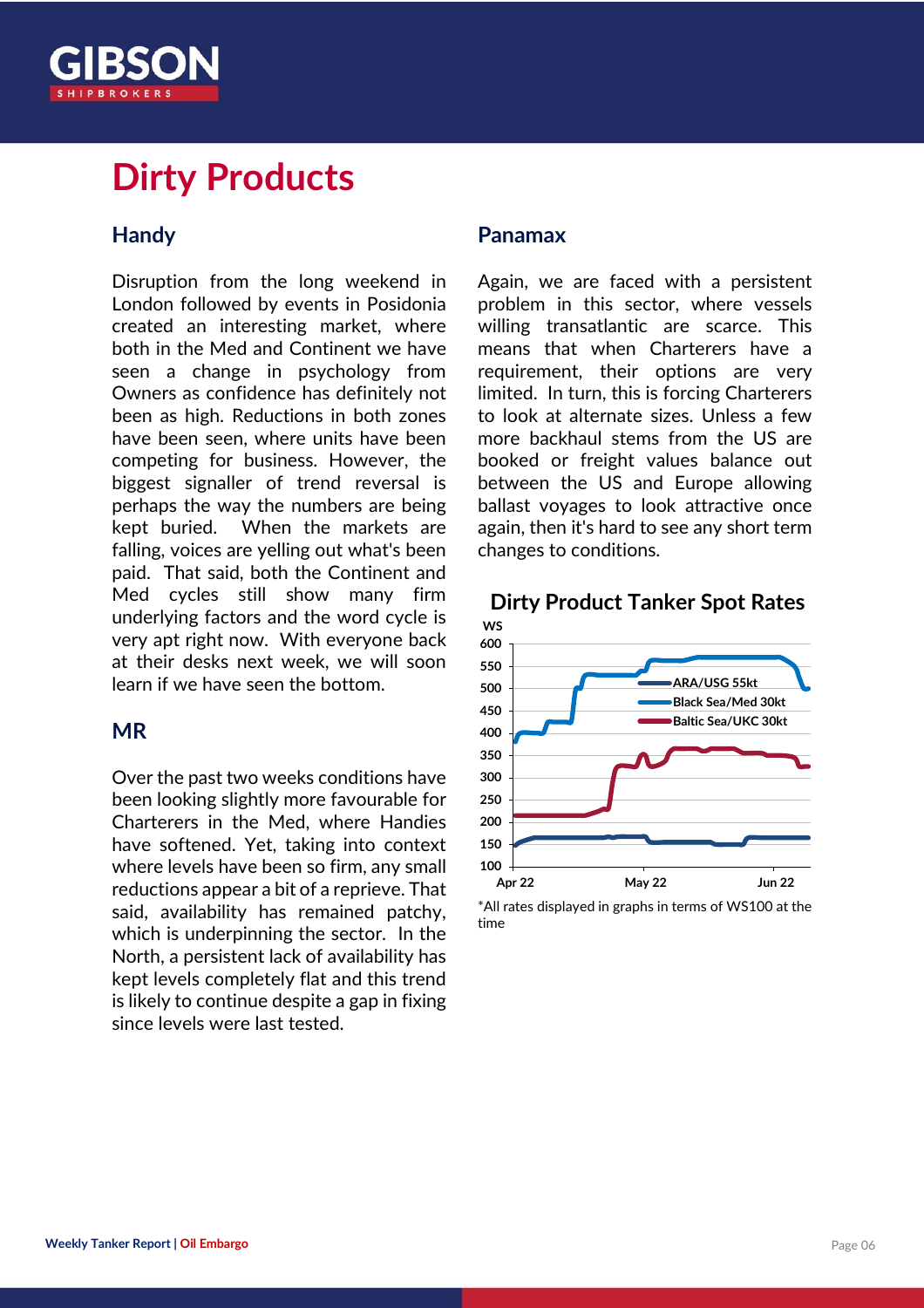# Dirty Products

## Handy

Disruption from the long weekend in London followed by events in Posidonia created an interesting market, where both in the Med and Continent we have seen a change in psychology from Owners as confidence has definitely not been as high. Reductions in both zones have been seen, where units have been competing for business. However, the biggest signaller of trend reversal is perhaps the way the numbers are being kept buried. When the markets are falling, voices are yelling out what's been paid. That said, both the Continent and Med cycles still show many firm underlying factors and the word cycle is very apt right now. With everyone back at their desks next week, we will soon learn if we have seen the bottom.

## MR

Over the past two weeks conditions have been looking slightly more favourable for Charterers in the Med, where Handies have softened. Yet, taking into context where levels have been so firm, any small reductions appear a bit of a reprieve. That said, availability has remained patchy, which is underpinning the sector. In the North, a persistent lack of availability has kept levels completely flat and this trend is likely to continue despite a gap in fixing since levels were last tested.

## Panamax

Again, we are faced with a persistent problem in this sector, where vessels willing transatlantic are scarce. This means that when Charterers have a requirement, their options are very limited. In turn, this is forcing Charterers to look at alternate sizes. Unless a few more backhaul stems from the US are booked or freight values balance out between the US and Europe allowing ballast voyages to look attractive once again, then it's hard to see any short term changes to conditions.

**Dirty Product Tanker Spot Rates**

*All rates displayed in graphs in terms of WS100 at the time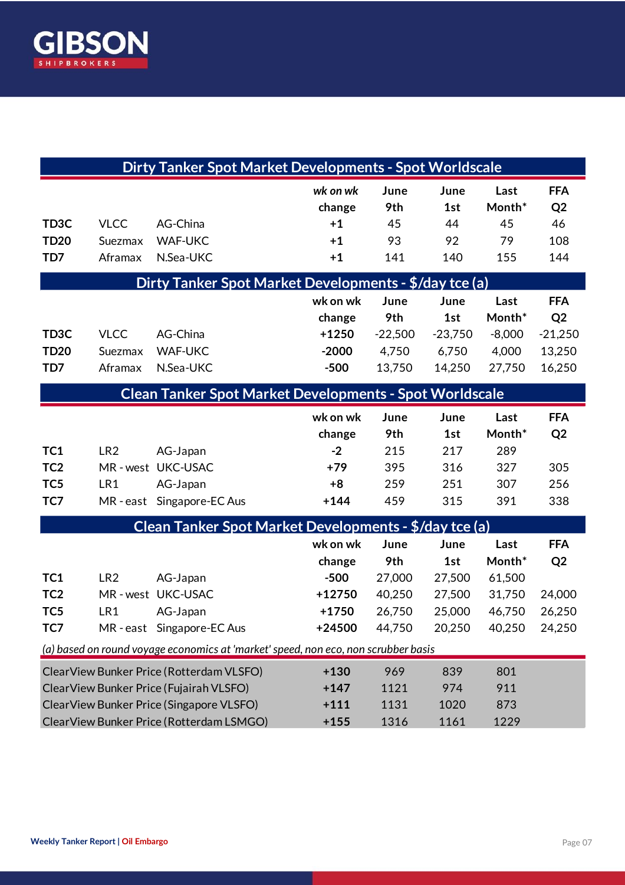## Dirty Tanker Spot Market Developments - Spot Worldscale

| | | | *wk on wk change* | June 9th | June 1st | Last Month* | FFA Q2 |
|---|---|---|---|---|---|---|---|
| **TD3C** | VLCC | AG-China | **+1** | 45 | 44 | 45 | 46 |
| **TD20** | Suezmax | WAF-UKC | **+1** | 93 | 92 | 79 | 108 |
| **TD7** | Aframax | N.Sea-UKC | **+1** | 141 | 140 | 155 | 144 |

## Dirty Tanker Spot Market Developments - $/day tce (a)

| | | | wk on wk change | June 9th | June 1st | Last Month* | FFA Q2 |
|---|---|---|---|---|---|---|---|
| **TD3C** | VLCC | AG-China | **+1250** | -22,500 | -23,750 | -8,000 | -21,250 |
| **TD20** | Suezmax | WAF-UKC | **-2000** | 4,750 | 6,750 | 4,000 | 13,250 |
| **TD7** | Aframax | N.Sea-UKC | **-500** | 13,750 | 14,250 | 27,750 | 16,250 |

## Clean Tanker Spot Market Developments - Spot Worldscale

| | | | wk on wk change | June 9th | June 1st | Last Month* | FFA Q2 |
|---|---|---|---|---|---|---|---|
| **TC1** | LR2 | AG-Japan | **-2** | 215 | 217 | 289 | |
| **TC2** | MR - west | UKC-USAC | **+79** | 395 | 316 | 327 | 305 |
| **TC5** | LR1 | AG-Japan | **+8** | 259 | 251 | 307 | 256 |
| **TC7** | MR - east | Singapore-EC Aus | **+144** | 459 | 315 | 391 | 338 |

## Clean Tanker Spot Market Developments - $/day tce (a)

| | | | wk on wk change | June 9th | June 1st | Last Month* | FFA Q2 |
|---|---|---|---|---|---|---|---|
| **TC1** | LR2 | AG-Japan | **-500** | 27,000 | 27,500 | 61,500 | |
| **TC2** | MR - west | UKC-USAC | **+12750** | 40,250 | 27,500 | 31,750 | 24,000 |
| **TC5** | LR1 | AG-Japan | **+1750** | 26,750 | 25,000 | 46,750 | 26,250 |
| **TC7** | MR - east | Singapore-EC Aus | **+24500** | 44,750 | 20,250 | 40,250 | 24,250 |

*(a) based on round voyage economics at 'market' speed, non eco, non scrubber basis*

| | wk on wk change | June 9th | June 1st | Last Month* |
|---|---|---|---|---|
| ClearView Bunker Price (Rotterdam VLSFO) | **+130** | 969 | 839 | 801 |
| ClearView Bunker Price (Fujairah VLSFO) | **+147** | 1121 | 974 | 911 |
| ClearView Bunker Price (Singapore VLSFO) | **+111** | 1131 | 1020 | 873 |
| ClearView Bunker Price (Rotterdam LSMGO) | **+155** | 1316 | 1161 | 1229 |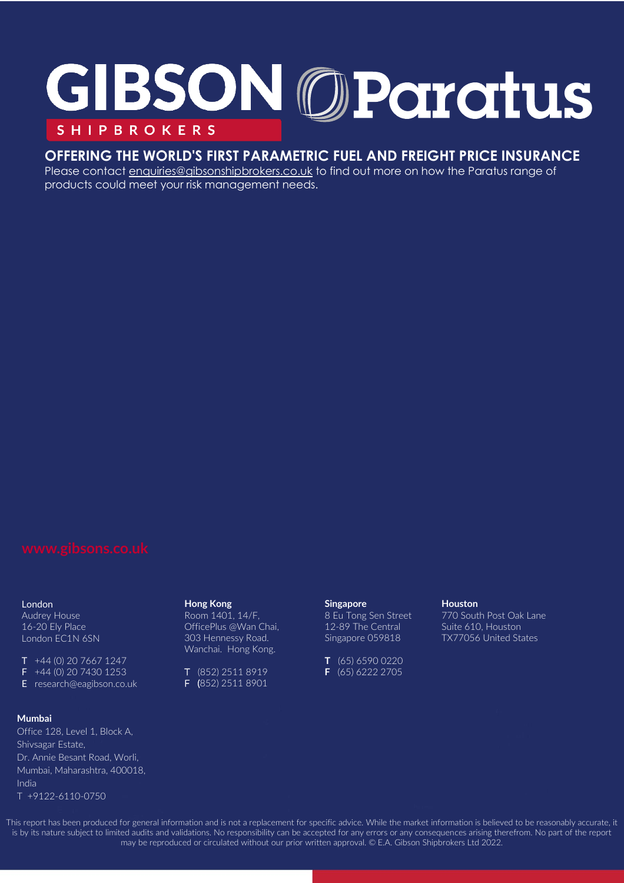# GIBSON SHIPBROKERS Paratus

## OFFERING THE WORLD'S FIRST PARAMETRIC FUEL AND FREIGHT PRICE INSURANCE

Please contact enquiries@gibsonshipbrokers.co.uk to find out more on how the Paratus range of products could meet your risk management needs.

www.gibsons.co.uk

**London**
Audrey House
16-20 Ely Place
London EC1N 6SN

T +44 (0) 20 7667 1247
F +44 (0) 20 7430 1253
E research@eagibson.co.uk

**Hong Kong**
Room 1401, 14/F,
OfficePlus @Wan Chai,
303 Hennessy Road.
Wanchai. Hong Kong.

T (852) 2511 8919
F (852) 2511 8901

**Singapore**
8 Eu Tong Sen Street
12-89 The Central
Singapore 059818

T (65) 6590 0220
F (65) 6222 2705

**Houston**
770 South Post Oak Lane
Suite 610, Houston
TX77056 United States

**Mumbai**
Office 128, Level 1, Block A,
Shivsagar Estate,
Dr. Annie Besant Road, Worli,
Mumbai, Maharashtra, 400018,
India
T +9122-6110-0750

This report has been produced for general information and is not a replacement for specific advice. While the market information is believed to be reasonably accurate, it is by its nature subject to limited audits and validations. No responsibility can be accepted for any errors or any consequences arising therefrom. No part of the report may be reproduced or circulated without our prior written approval. © E.A. Gibson Shipbrokers Ltd 2022.